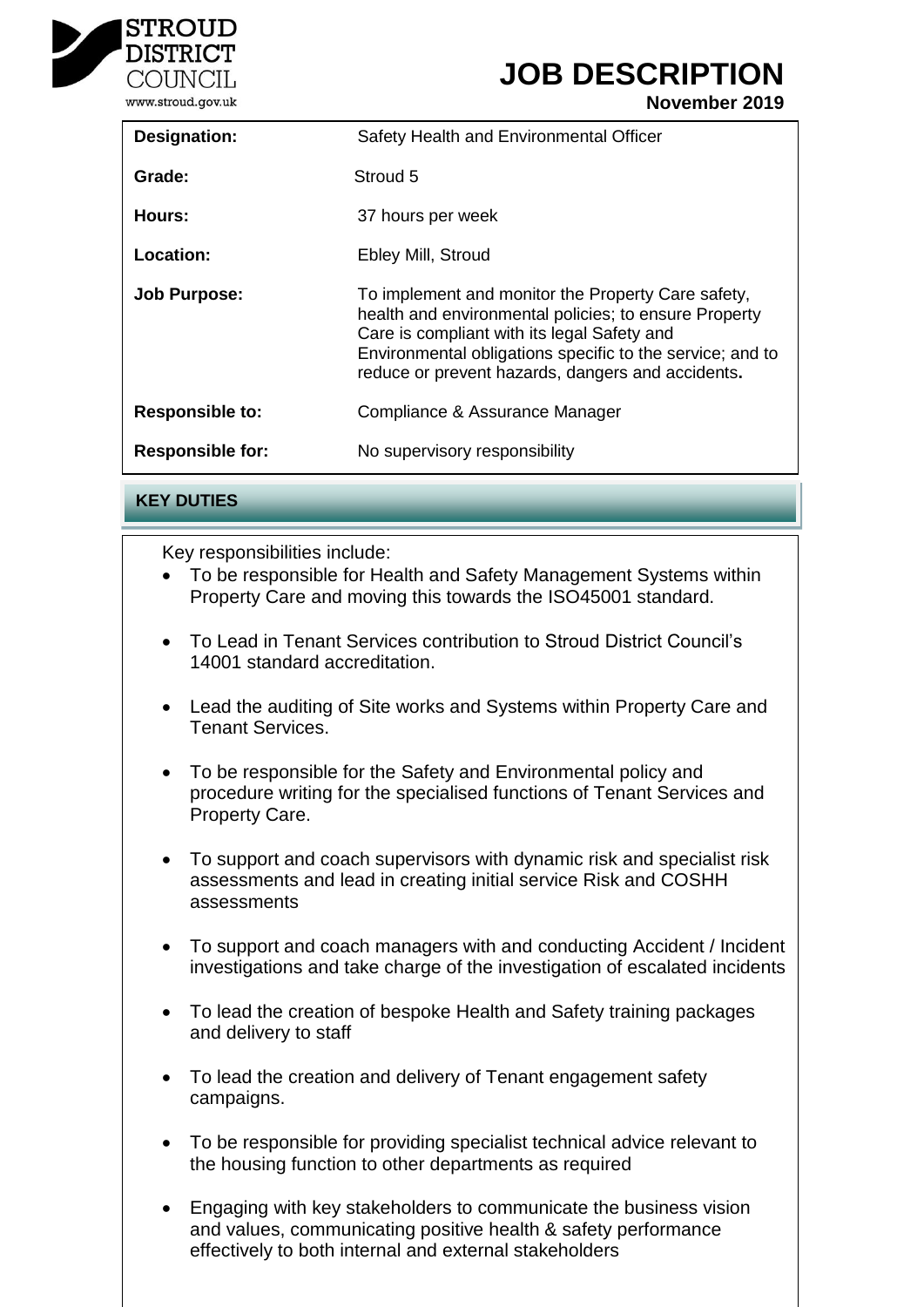STROUD DISTRICT COUNCIL
www.stroud.gov.uk

# JOB DESCRIPTION

**November 2019**

| | |
|---|---|
| **Designation:** | Safety Health and Environmental Officer |
| **Grade:** | Stroud 5 |
| **Hours:** | 37 hours per week |
| **Location:** | Ebley Mill, Stroud |
| **Job Purpose:** | To implement and monitor the Property Care safety, health and environmental policies; to ensure Property Care is compliant with its legal Safety and Environmental obligations specific to the service; and to reduce or prevent hazards, dangers and accidents**.** |
| **Responsible to:** | Compliance & Assurance Manager |
| **Responsible for:** | No supervisory responsibility |

## KEY DUTIES

Key responsibilities include:

- To be responsible for Health and Safety Management Systems within Property Care and moving this towards the ISO45001 standard.
- To Lead in Tenant Services contribution to Stroud District Council's 14001 standard accreditation.
- Lead the auditing of Site works and Systems within Property Care and Tenant Services.
- To be responsible for the Safety and Environmental policy and procedure writing for the specialised functions of Tenant Services and Property Care.
- To support and coach supervisors with dynamic risk and specialist risk assessments and lead in creating initial service Risk and COSHH assessments
- To support and coach managers with and conducting Accident / Incident investigations and take charge of the investigation of escalated incidents
- To lead the creation of bespoke Health and Safety training packages and delivery to staff
- To lead the creation and delivery of Tenant engagement safety campaigns.
- To be responsible for providing specialist technical advice relevant to the housing function to other departments as required
- Engaging with key stakeholders to communicate the business vision and values, communicating positive health & safety performance effectively to both internal and external stakeholders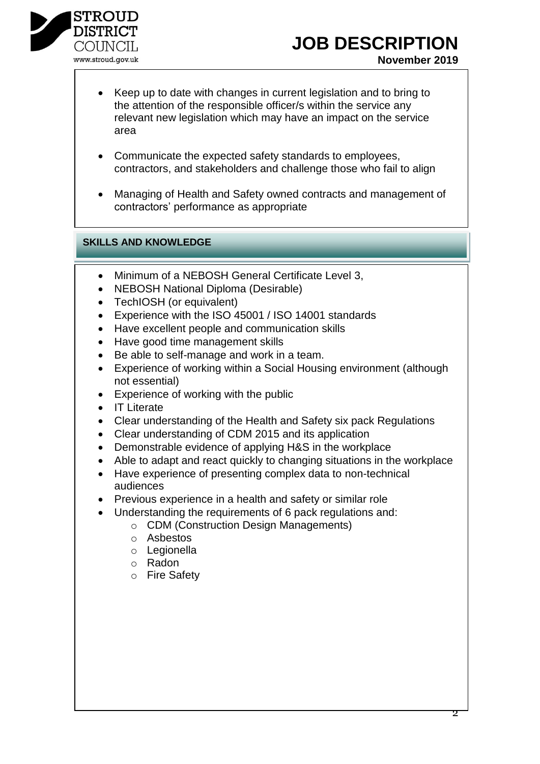- Keep up to date with changes in current legislation and to bring to the attention of the responsible officer/s within the service any relevant new legislation which may have an impact on the service area
- Communicate the expected safety standards to employees, contractors, and stakeholders and challenge those who fail to align
- Managing of Health and Safety owned contracts and management of contractors' performance as appropriate

## SKILLS AND KNOWLEDGE

- Minimum of a NEBOSH General Certificate Level 3,
- NEBOSH National Diploma (Desirable)
- TechIOSH (or equivalent)
- Experience with the ISO 45001 / ISO 14001 standards
- Have excellent people and communication skills
- Have good time management skills
- Be able to self-manage and work in a team.
- Experience of working within a Social Housing environment (although not essential)
- Experience of working with the public
- IT Literate
- Clear understanding of the Health and Safety six pack Regulations
- Clear understanding of CDM 2015 and its application
- Demonstrable evidence of applying H&S in the workplace
- Able to adapt and react quickly to changing situations in the workplace
- Have experience of presenting complex data to non-technical audiences
- Previous experience in a health and safety or similar role
- Understanding the requirements of 6 pack regulations and:
  - CDM (Construction Design Managements)
  - Asbestos
  - Legionella
  - Radon
  - Fire Safety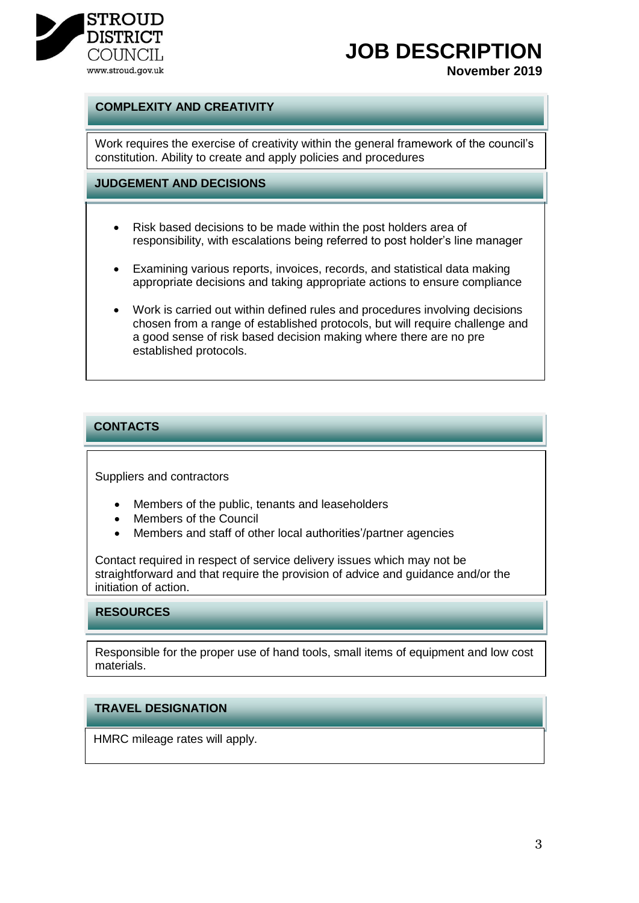## COMPLEXITY AND CREATIVITY

Work requires the exercise of creativity within the general framework of the council's constitution. Ability to create and apply policies and procedures

## JUDGEMENT AND DECISIONS

- Risk based decisions to be made within the post holders area of responsibility, with escalations being referred to post holder's line manager
- Examining various reports, invoices, records, and statistical data making appropriate decisions and taking appropriate actions to ensure compliance
- Work is carried out within defined rules and procedures involving decisions chosen from a range of established protocols, but will require challenge and a good sense of risk based decision making where there are no pre established protocols.

## CONTACTS

Suppliers and contractors

- Members of the public, tenants and leaseholders
- Members of the Council
- Members and staff of other local authorities'/partner agencies

Contact required in respect of service delivery issues which may not be straightforward and that require the provision of advice and guidance and/or the initiation of action.

## RESOURCES

Responsible for the proper use of hand tools, small items of equipment and low cost materials.

## TRAVEL DESIGNATION

HMRC mileage rates will apply.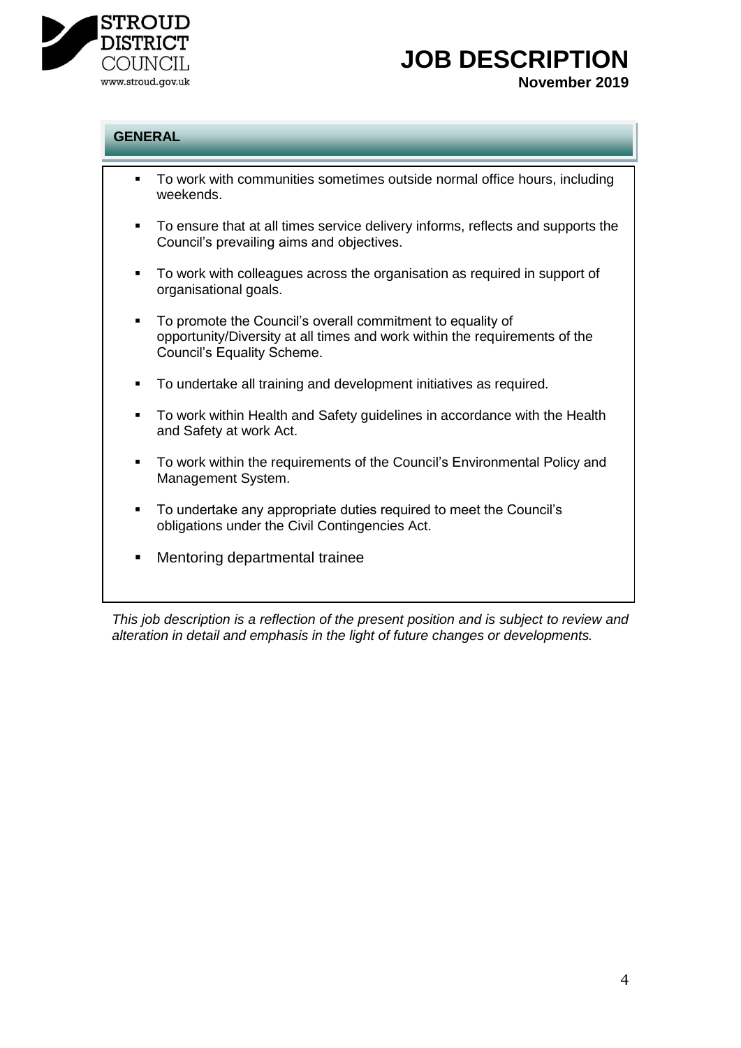# JOB DESCRIPTION

**November 2019**

## GENERAL

- To work with communities sometimes outside normal office hours, including weekends.
- To ensure that at all times service delivery informs, reflects and supports the Council's prevailing aims and objectives.
- To work with colleagues across the organisation as required in support of organisational goals.
- To promote the Council's overall commitment to equality of opportunity/Diversity at all times and work within the requirements of the Council's Equality Scheme.
- To undertake all training and development initiatives as required.
- To work within Health and Safety guidelines in accordance with the Health and Safety at work Act.
- To work within the requirements of the Council's Environmental Policy and Management System.
- To undertake any appropriate duties required to meet the Council's obligations under the Civil Contingencies Act.
- Mentoring departmental trainee

*This job description is a reflection of the present position and is subject to review and alteration in detail and emphasis in the light of future changes or developments.*